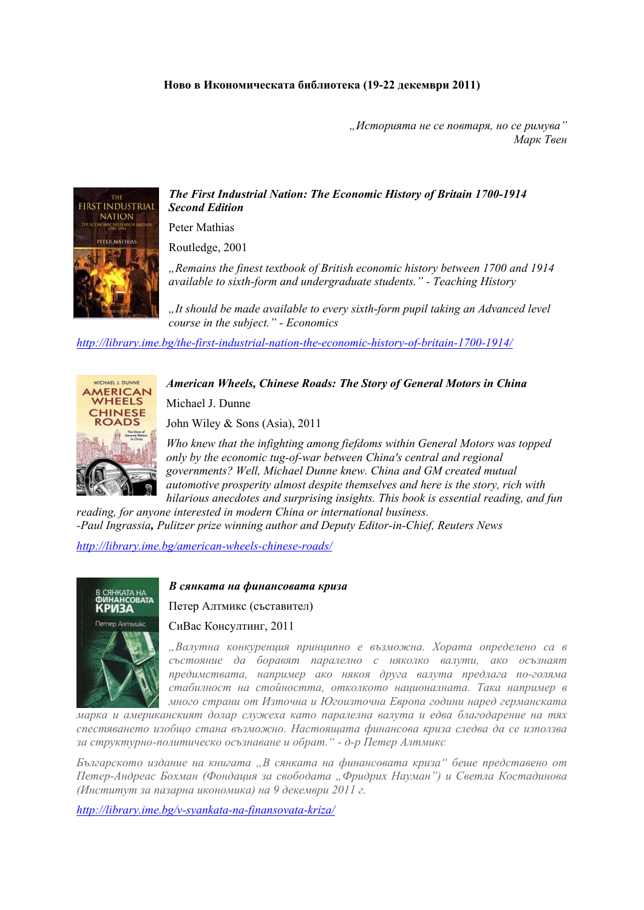**Ново в Икономическата библиотека (19-22 декември 2011)**

*„Историята не се повтаря, но се римува"*
*Марк Твен*

***The First Industrial Nation: The Economic History of Britain 1700-1914***
***Second Edition***

Peter Mathias

Routledge, 2001

*„Remains the finest textbook of British economic history between 1700 and 1914 available to sixth-form and undergraduate students." - Teaching History*

*„It should be made available to every sixth-form pupil taking an Advanced level course in the subject." - Economics*

http://library.ime.bg/the-first-industrial-nation-the-economic-history-of-britain-1700-1914/

***American Wheels, Chinese Roads: The Story of General Motors in China***

Michael J. Dunne

John Wiley & Sons (Asia), 2011

*Who knew that the infighting among fiefdoms within General Motors was topped only by the economic tug-of-war between China's central and regional governments? Well, Michael Dunne knew. China and GM created mutual automotive prosperity almost despite themselves and here is the story, rich with hilarious anecdotes and surprising insights. This book is essential reading, and fun reading, for anyone interested in modern China or international business.*
*-Paul Ingrassia**,** Pulitzer prize winning author and Deputy Editor-in-Chief, Reuters News*

http://library.ime.bg/american-wheels-chinese-roads/

***В сянката на финансовата криза***

Петер Алтмикс (съставител)

СиВас Консултинг, 2011

*„Валутна конкуренция принципно е възможна. Хората определено са в състояние да боравят паралелно с няколко валути, ако осъзнаят предимствата, например ако някоя друга валута предлага по-голяма стабилност на стойността, отколкото националната. Така например в много страни от Източна и Югоизточна Европа години наред германската марка и американският долар служеха като паралелна валута и едва благодарение на тях спестяването изобщо стана възможно. Настоящата финансова криза следва да се използва за структурно-политическо осъзнаване и обрат." - д-р Петер Алтмикс*

*Българското издание на книгата „В сянката на финансовата криза" беше представено от Петер-Андреас Бохман (Фондация за свободата „Фридрих Науман") и Светла Костадинова (Институт за пазарна икономика) на 9 декември 2011 г.*

http://library.ime.bg/v-syankata-na-finansovata-kriza/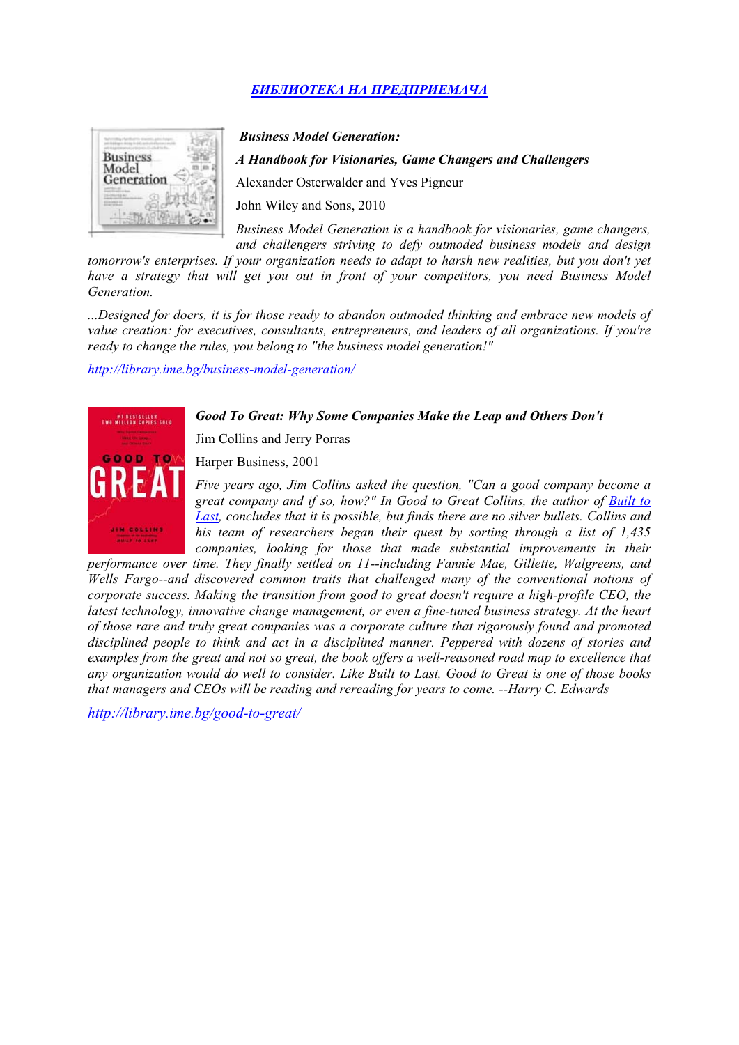## [*БИБЛИОТЕКА НА ПРЕДПРИЕМАЧА*]

***Business Model Generation:***

***A Handbook for Visionaries, Game Changers and Challengers***

Alexander Osterwalder and Yves Pigneur

John Wiley and Sons, 2010

*Business Model Generation is a handbook for visionaries, game changers, and challengers striving to defy outmoded business models and design tomorrow's enterprises. If your organization needs to adapt to harsh new realities, but you don't yet have a strategy that will get you out in front of your competitors, you need Business Model Generation.*

*...Designed for doers, it is for those ready to abandon outmoded thinking and embrace new models of value creation: for executives, consultants, entrepreneurs, and leaders of all organizations. If you're ready to change the rules, you belong to "the business model generation!"*

*http://library.ime.bg/business-model-generation/*

***Good To Great: Why Some Companies Make the Leap and Others Don't***

Jim Collins and Jerry Porras

Harper Business, 2001

*Five years ago, Jim Collins asked the question, "Can a good company become a great company and if so, how?" In Good to Great Collins, the author of Built to Last, concludes that it is possible, but finds there are no silver bullets. Collins and his team of researchers began their quest by sorting through a list of 1,435 companies, looking for those that made substantial improvements in their performance over time. They finally settled on 11--including Fannie Mae, Gillette, Walgreens, and Wells Fargo--and discovered common traits that challenged many of the conventional notions of corporate success. Making the transition from good to great doesn't require a high-profile CEO, the latest technology, innovative change management, or even a fine-tuned business strategy. At the heart of those rare and truly great companies was a corporate culture that rigorously found and promoted disciplined people to think and act in a disciplined manner. Peppered with dozens of stories and examples from the great and not so great, the book offers a well-reasoned road map to excellence that any organization would do well to consider. Like Built to Last, Good to Great is one of those books that managers and CEOs will be reading and rereading for years to come. --Harry C. Edwards*

*http://library.ime.bg/good-to-great/*